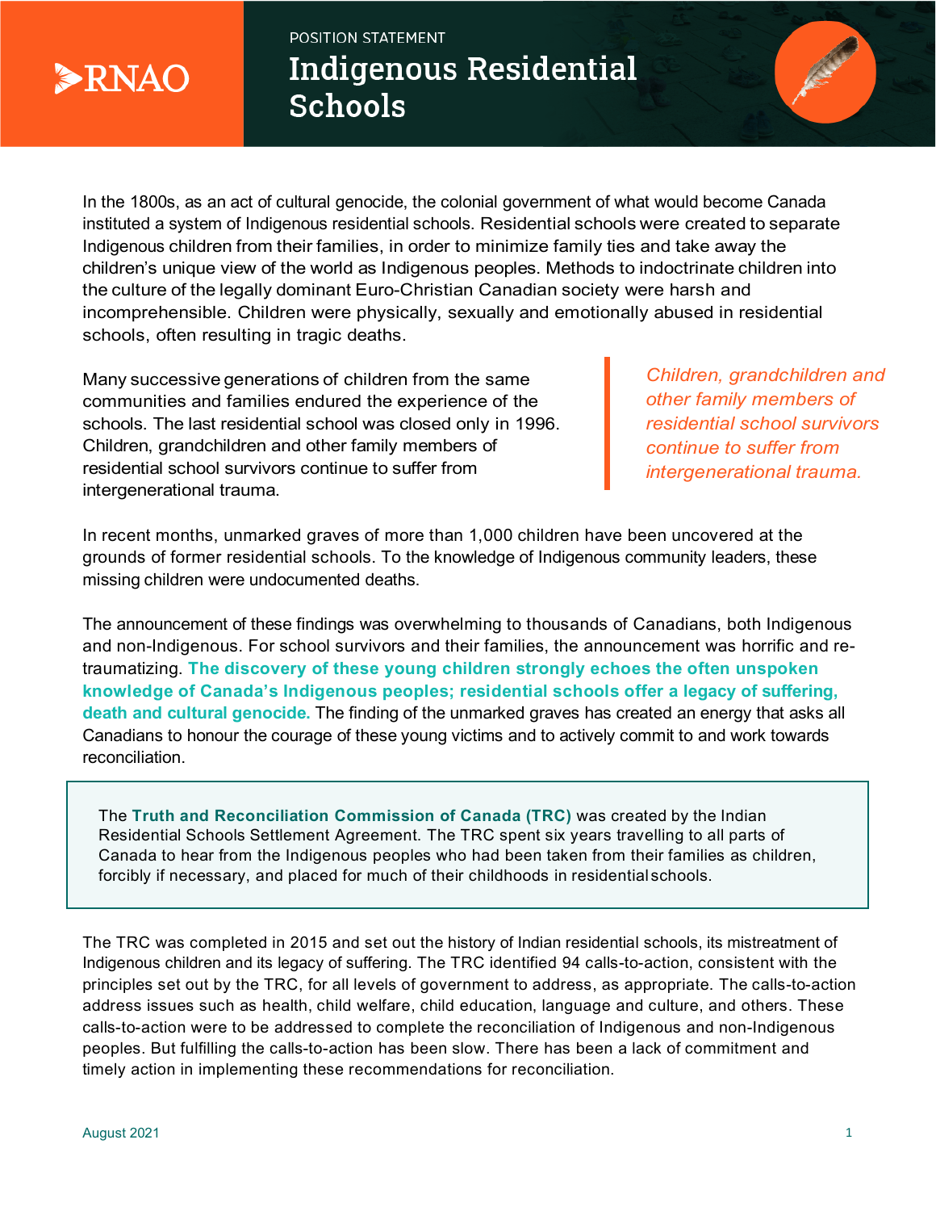RNAO

POSITION STATEMENT

# Indigenous Residential Schools

In the 1800s, as an act of cultural genocide, the colonial government of what would become Canada instituted a system of Indigenous residential schools. Residential schools were created to separate Indigenous children from their families, in order to minimize family ties and take away the children's unique view of the world as Indigenous peoples. Methods to indoctrinate children into the culture of the legally dominant Euro-Christian Canadian society were harsh and incomprehensible. Children were physically, sexually and emotionally abused in residential schools, often resulting in tragic deaths.

Many successive generations of children from the same communities and families endured the experience of the schools. The last residential school was closed only in 1996. Children, grandchildren and other family members of residential school survivors continue to suffer from intergenerational trauma.

> *Children, grandchildren and other family members of residential school survivors continue to suffer from intergenerational trauma.*

In recent months, unmarked graves of more than 1,000 children have been uncovered at the grounds of former residential schools. To the knowledge of Indigenous community leaders, these missing children were undocumented deaths.

The announcement of these findings was overwhelming to thousands of Canadians, both Indigenous and non-Indigenous. For school survivors and their families, the announcement was horrific and re-traumatizing. **The discovery of these young children strongly echoes the often unspoken knowledge of Canada's Indigenous peoples; residential schools offer a legacy of suffering, death and cultural genocide.** The finding of the unmarked graves has created an energy that asks all Canadians to honour the courage of these young victims and to actively commit to and work towards reconciliation.

> The **Truth and Reconciliation Commission of Canada (TRC)** was created by the Indian Residential Schools Settlement Agreement. The TRC spent six years travelling to all parts of Canada to hear from the Indigenous peoples who had been taken from their families as children, forcibly if necessary, and placed for much of their childhoods in residential schools.

The TRC was completed in 2015 and set out the history of Indian residential schools, its mistreatment of Indigenous children and its legacy of suffering. The TRC identified 94 calls-to-action, consistent with the principles set out by the TRC, for all levels of government to address, as appropriate. The calls-to-action address issues such as health, child welfare, child education, language and culture, and others. These calls-to-action were to be addressed to complete the reconciliation of Indigenous and non-Indigenous peoples. But fulfilling the calls-to-action has been slow. There has been a lack of commitment and timely action in implementing these recommendations for reconciliation.

August 2021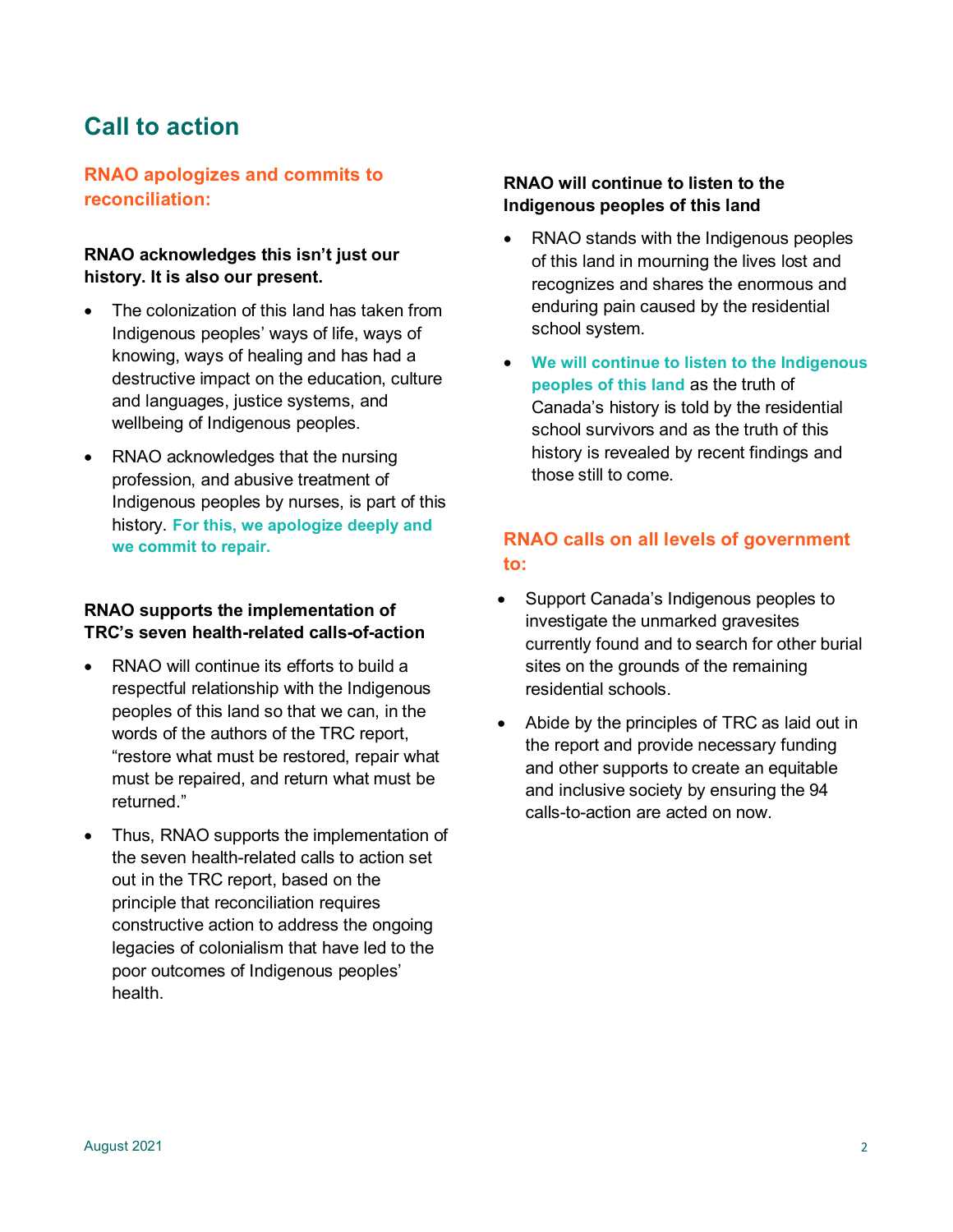## Call to action

### RNAO apologizes and commits to reconciliation:

**RNAO acknowledges this isn't just our history. It is also our present.**

- The colonization of this land has taken from Indigenous peoples' ways of life, ways of knowing, ways of healing and has had a destructive impact on the education, culture and languages, justice systems, and wellbeing of Indigenous peoples.
- RNAO acknowledges that the nursing profession, and abusive treatment of Indigenous peoples by nurses, is part of this history. **For this, we apologize deeply and we commit to repair.**

**RNAO supports the implementation of TRC's seven health-related calls-of-action**

- RNAO will continue its efforts to build a respectful relationship with the Indigenous peoples of this land so that we can, in the words of the authors of the TRC report, "restore what must be restored, repair what must be repaired, and return what must be returned."
- Thus, RNAO supports the implementation of the seven health-related calls to action set out in the TRC report, based on the principle that reconciliation requires constructive action to address the ongoing legacies of colonialism that have led to the poor outcomes of Indigenous peoples' health.

**RNAO will continue to listen to the Indigenous peoples of this land**

- RNAO stands with the Indigenous peoples of this land in mourning the lives lost and recognizes and shares the enormous and enduring pain caused by the residential school system.
- **We will continue to listen to the Indigenous peoples of this land** as the truth of Canada's history is told by the residential school survivors and as the truth of this history is revealed by recent findings and those still to come.

### RNAO calls on all levels of government to:

- Support Canada's Indigenous peoples to investigate the unmarked gravesites currently found and to search for other burial sites on the grounds of the remaining residential schools.
- Abide by the principles of TRC as laid out in the report and provide necessary funding and other supports to create an equitable and inclusive society by ensuring the 94 calls-to-action are acted on now.

August 2021